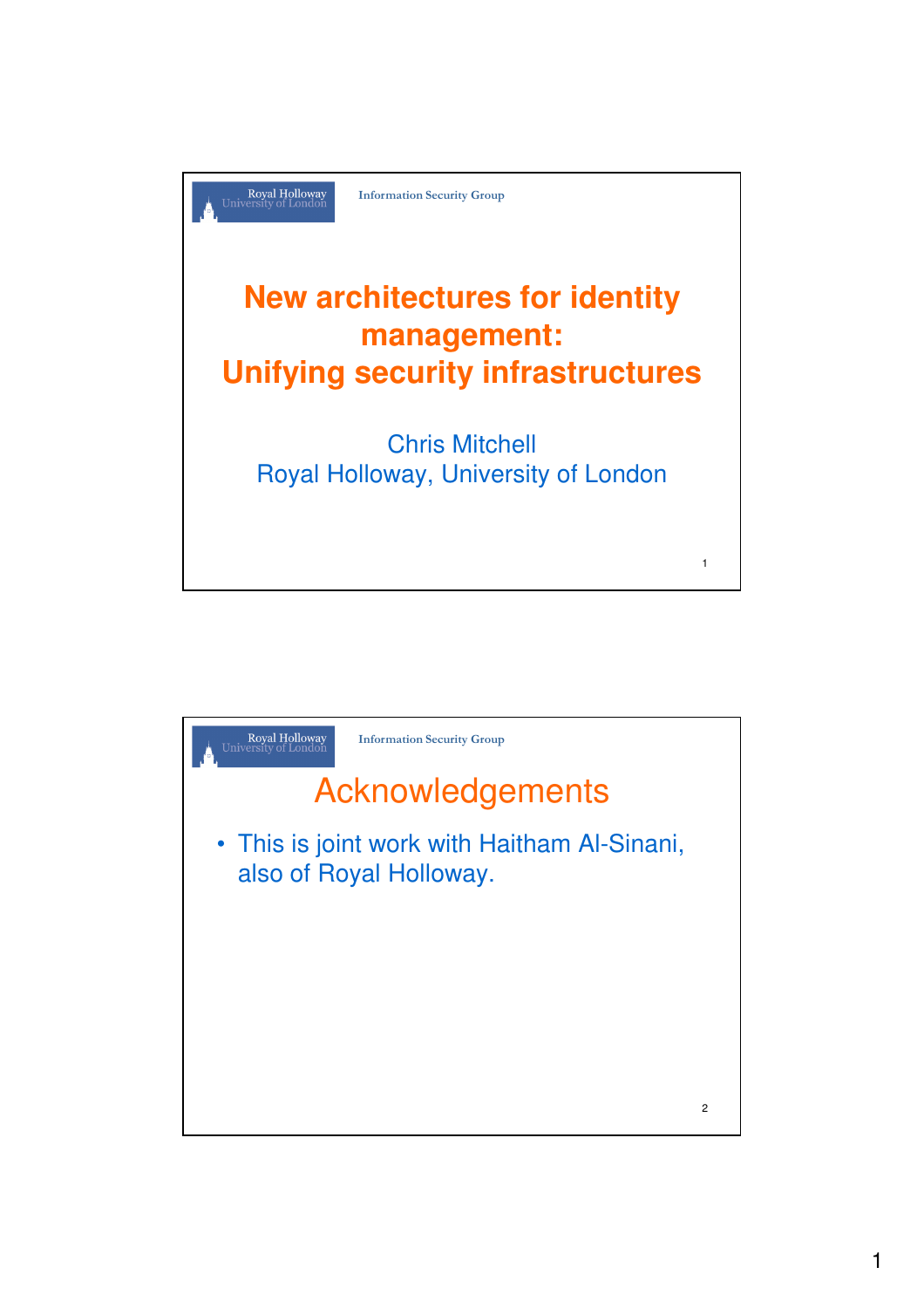# New architectures for identity management: Unifying security infrastructures

Chris Mitchell
Royal Holloway, University of London

## Acknowledgements

- This is joint work with Haitham Al-Sinani, also of Royal Holloway.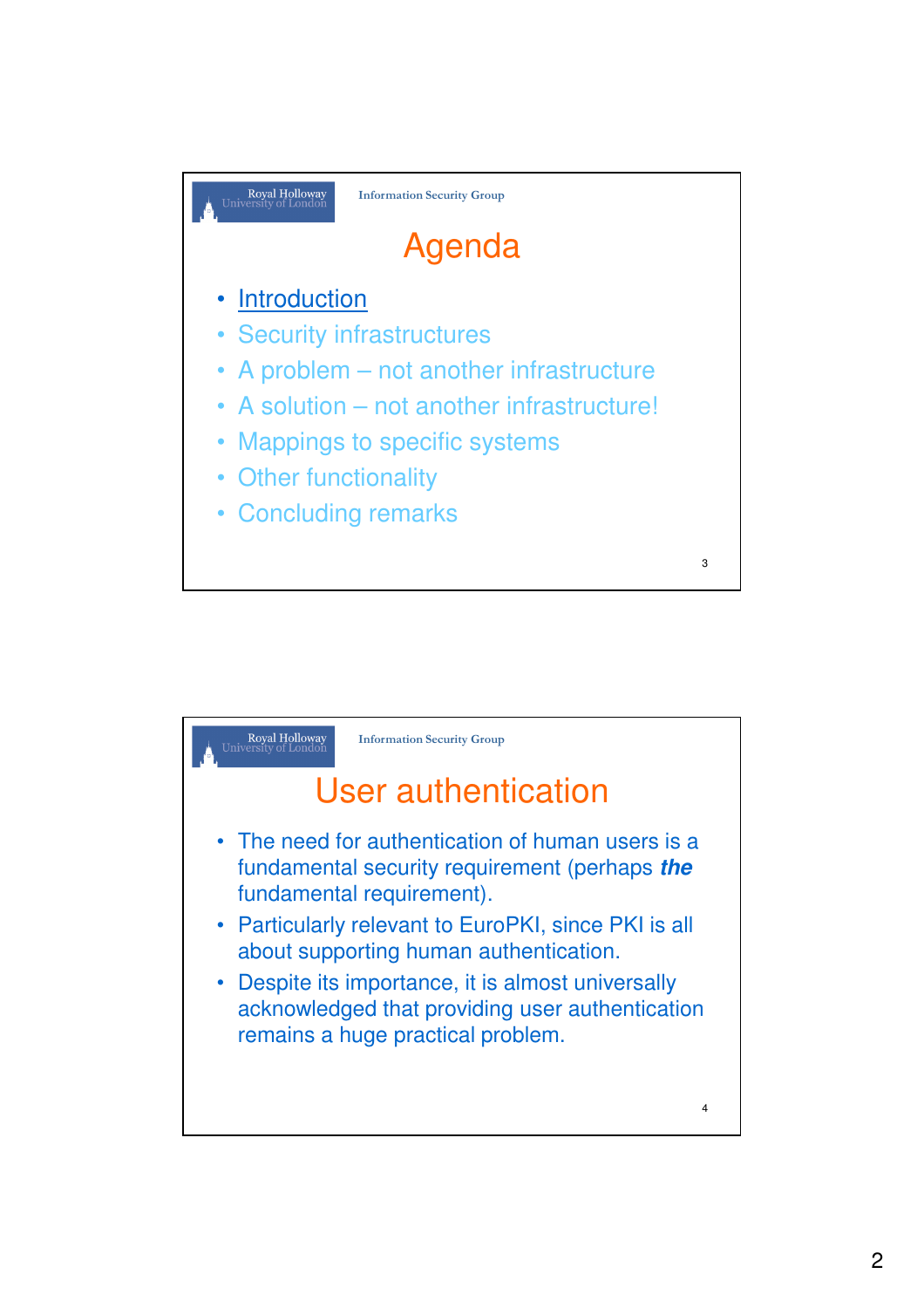# Agenda

- Introduction
- Security infrastructures
- A problem – not another infrastructure
- A solution – not another infrastructure!
- Mappings to specific systems
- Other functionality
- Concluding remarks

# User authentication

- The need for authentication of human users is a fundamental security requirement (perhaps ***the*** fundamental requirement).
- Particularly relevant to EuroPKI, since PKI is all about supporting human authentication.
- Despite its importance, it is almost universally acknowledged that providing user authentication remains a huge practical problem.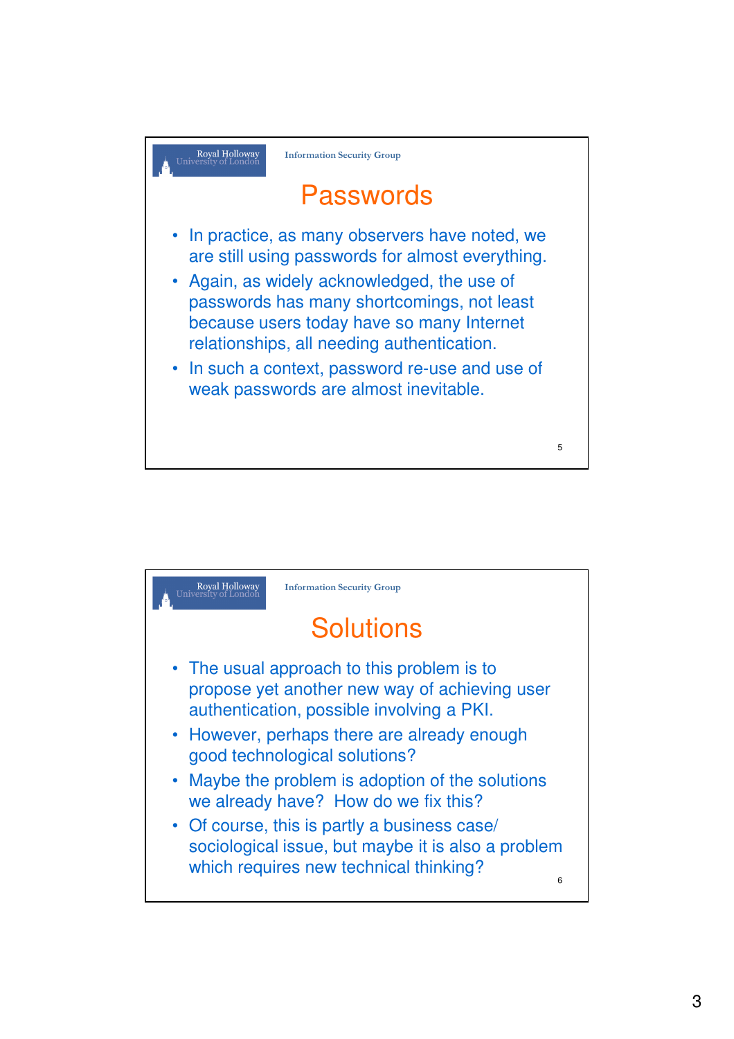## Passwords

- In practice, as many observers have noted, we are still using passwords for almost everything.
- Again, as widely acknowledged, the use of passwords has many shortcomings, not least because users today have so many Internet relationships, all needing authentication.
- In such a context, password re-use and use of weak passwords are almost inevitable.

## Solutions

- The usual approach to this problem is to propose yet another new way of achieving user authentication, possible involving a PKI.
- However, perhaps there are already enough good technological solutions?
- Maybe the problem is adoption of the solutions we already have? How do we fix this?
- Of course, this is partly a business case/ sociological issue, but maybe it is also a problem which requires new technical thinking?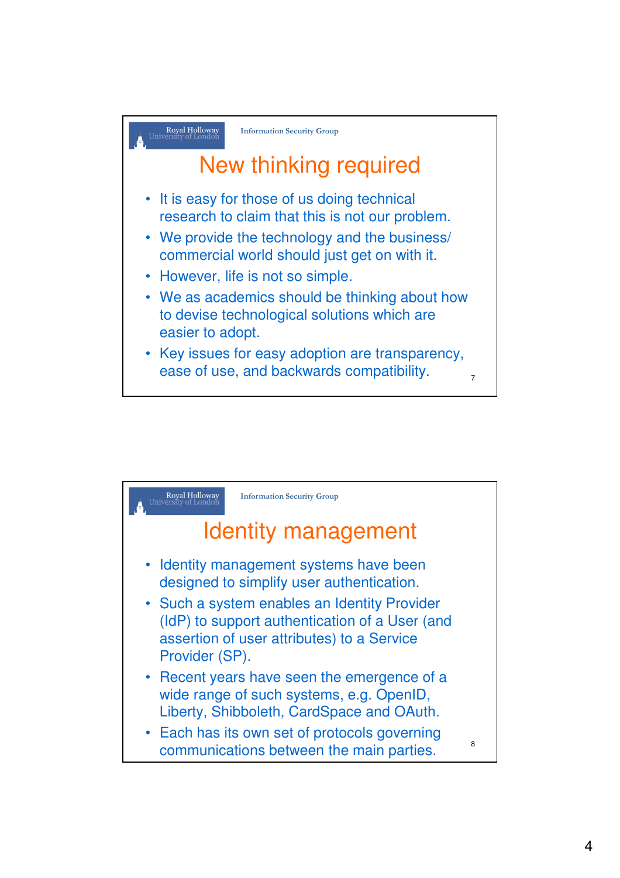## New thinking required

- It is easy for those of us doing technical research to claim that this is not our problem.
- We provide the technology and the business/ commercial world should just get on with it.
- However, life is not so simple.
- We as academics should be thinking about how to devise technological solutions which are easier to adopt.
- Key issues for easy adoption are transparency, ease of use, and backwards compatibility.

## Identity management

- Identity management systems have been designed to simplify user authentication.
- Such a system enables an Identity Provider (IdP) to support authentication of a User (and assertion of user attributes) to a Service Provider (SP).
- Recent years have seen the emergence of a wide range of such systems, e.g. OpenID, Liberty, Shibboleth, CardSpace and OAuth.
- Each has its own set of protocols governing communications between the main parties.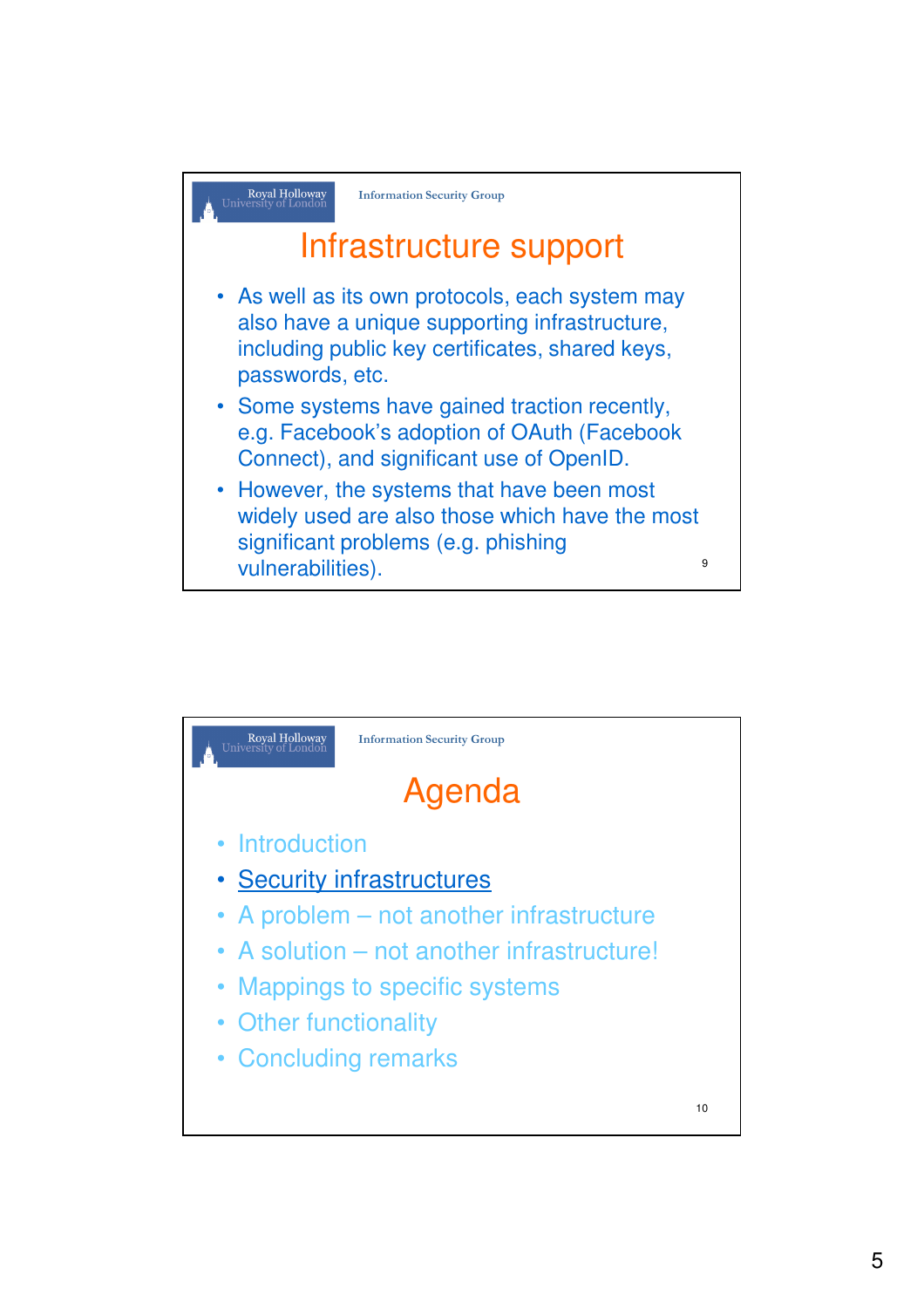## Infrastructure support

- As well as its own protocols, each system may also have a unique supporting infrastructure, including public key certificates, shared keys, passwords, etc.
- Some systems have gained traction recently, e.g. Facebook's adoption of OAuth (Facebook Connect), and significant use of OpenID.
- However, the systems that have been most widely used are also those which have the most significant problems (e.g. phishing vulnerabilities).

## Agenda

- Introduction
- Security infrastructures
- A problem – not another infrastructure
- A solution – not another infrastructure!
- Mappings to specific systems
- Other functionality
- Concluding remarks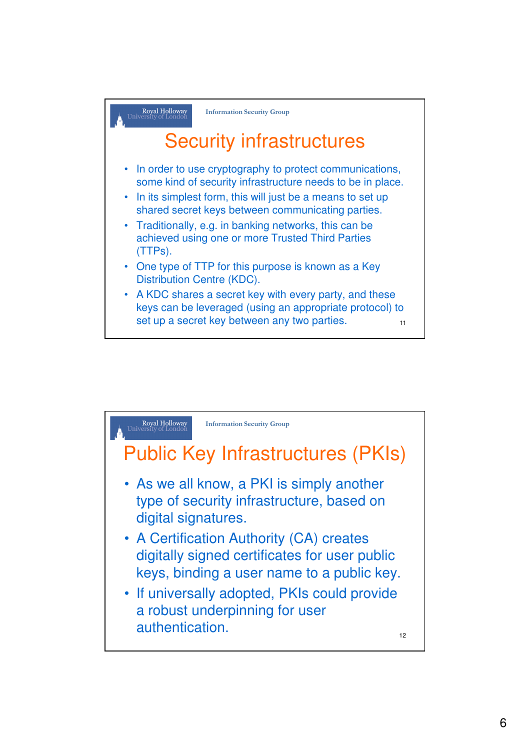## Security infrastructures

- In order to use cryptography to protect communications, some kind of security infrastructure needs to be in place.
- In its simplest form, this will just be a means to set up shared secret keys between communicating parties.
- Traditionally, e.g. in banking networks, this can be achieved using one or more Trusted Third Parties (TTPs).
- One type of TTP for this purpose is known as a Key Distribution Centre (KDC).
- A KDC shares a secret key with every party, and these keys can be leveraged (using an appropriate protocol) to set up a secret key between any two parties.

## Public Key Infrastructures (PKIs)

- As we all know, a PKI is simply another type of security infrastructure, based on digital signatures.
- A Certification Authority (CA) creates digitally signed certificates for user public keys, binding a user name to a public key.
- If universally adopted, PKIs could provide a robust underpinning for user authentication.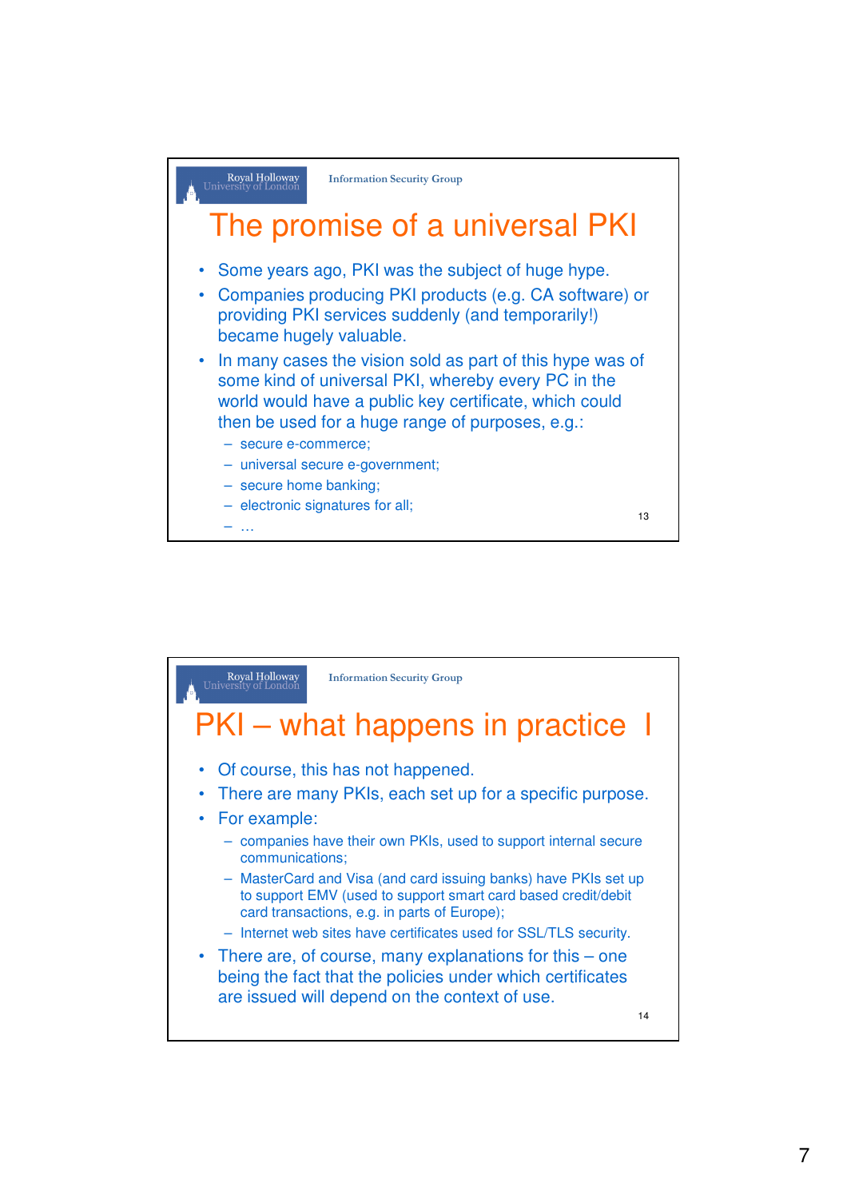## The promise of a universal PKI

- Some years ago, PKI was the subject of huge hype.
- Companies producing PKI products (e.g. CA software) or providing PKI services suddenly (and temporarily!) became hugely valuable.
- In many cases the vision sold as part of this hype was of some kind of universal PKI, whereby every PC in the world would have a public key certificate, which could then be used for a huge range of purposes, e.g.:
  - secure e-commerce;
  - universal secure e-government;
  - secure home banking;
  - electronic signatures for all;
  - …

## PKI – what happens in practice I

- Of course, this has not happened.
- There are many PKIs, each set up for a specific purpose.
- For example:
  - companies have their own PKIs, used to support internal secure communications;
  - MasterCard and Visa (and card issuing banks) have PKIs set up to support EMV (used to support smart card based credit/debit card transactions, e.g. in parts of Europe);
  - Internet web sites have certificates used for SSL/TLS security.
- There are, of course, many explanations for this – one being the fact that the policies under which certificates are issued will depend on the context of use.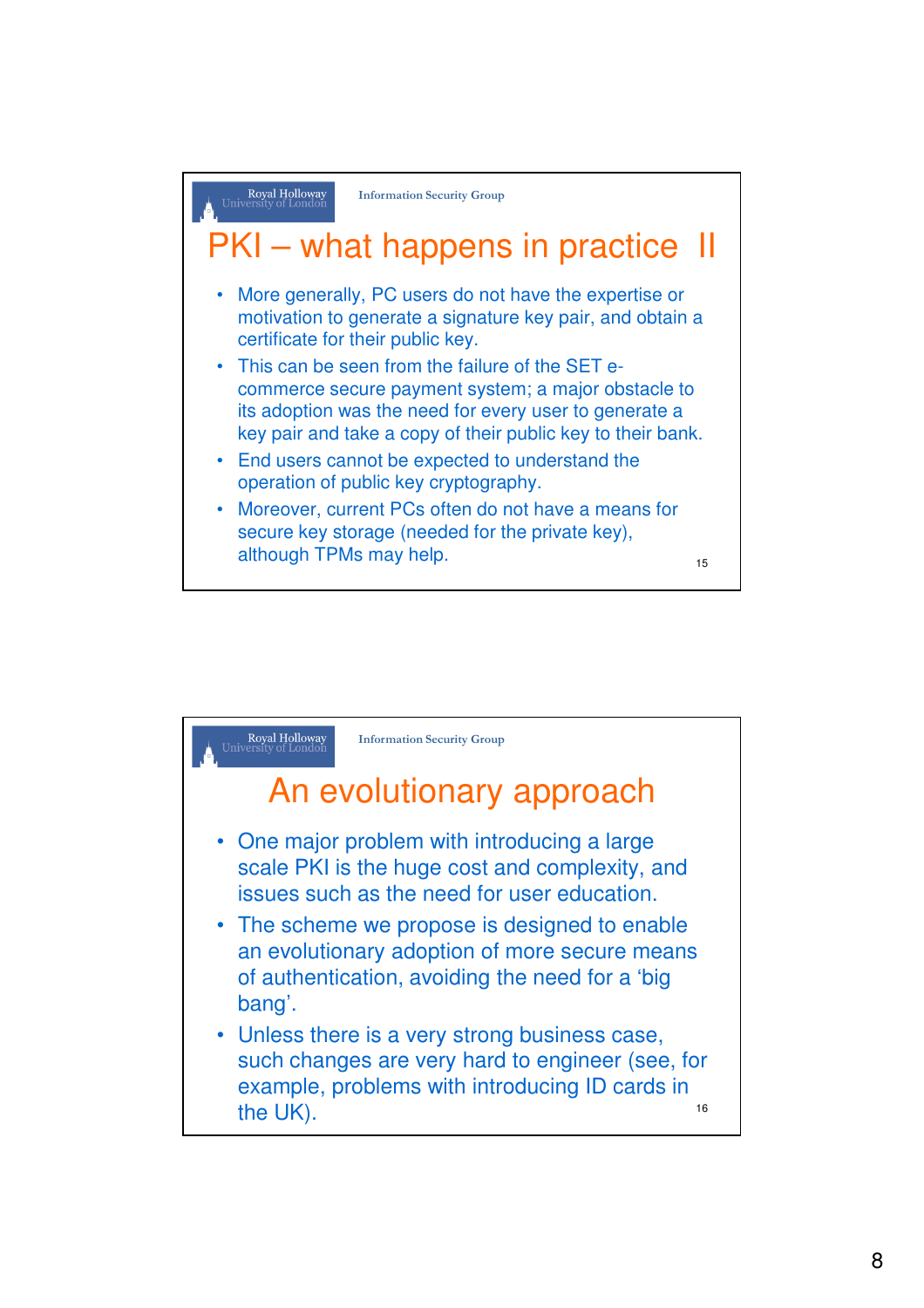## PKI – what happens in practice II

- More generally, PC users do not have the expertise or motivation to generate a signature key pair, and obtain a certificate for their public key.
- This can be seen from the failure of the SET e-commerce secure payment system; a major obstacle to its adoption was the need for every user to generate a key pair and take a copy of their public key to their bank.
- End users cannot be expected to understand the operation of public key cryptography.
- Moreover, current PCs often do not have a means for secure key storage (needed for the private key), although TPMs may help.

## An evolutionary approach

- One major problem with introducing a large scale PKI is the huge cost and complexity, and issues such as the need for user education.
- The scheme we propose is designed to enable an evolutionary adoption of more secure means of authentication, avoiding the need for a 'big bang'.
- Unless there is a very strong business case, such changes are very hard to engineer (see, for example, problems with introducing ID cards in the UK).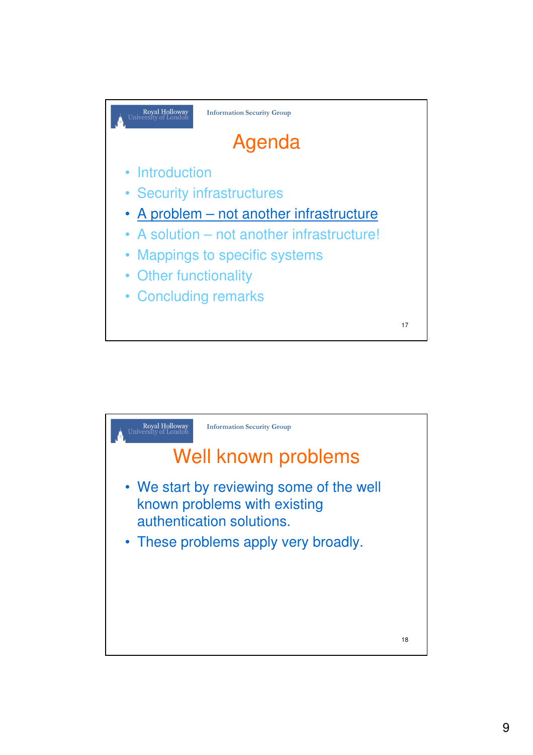## Agenda

- Introduction
- Security infrastructures
- A problem – not another infrastructure
- A solution – not another infrastructure!
- Mappings to specific systems
- Other functionality
- Concluding remarks

## Well known problems

- We start by reviewing some of the well known problems with existing authentication solutions.
- These problems apply very broadly.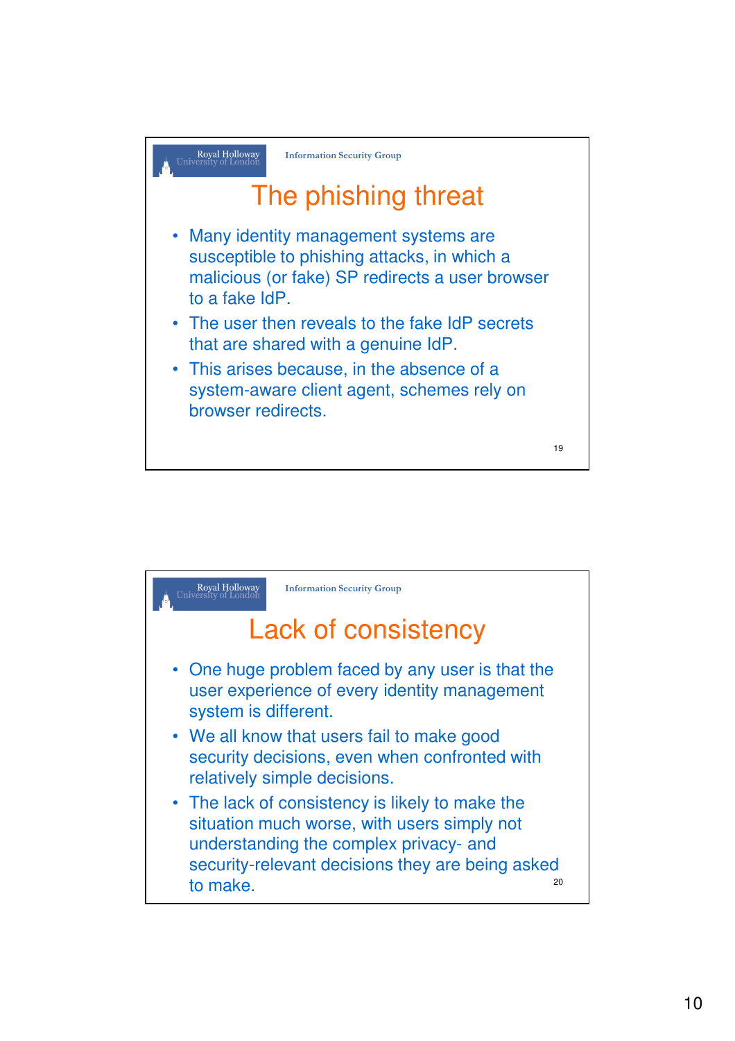## The phishing threat

- Many identity management systems are susceptible to phishing attacks, in which a malicious (or fake) SP redirects a user browser to a fake IdP.
- The user then reveals to the fake IdP secrets that are shared with a genuine IdP.
- This arises because, in the absence of a system-aware client agent, schemes rely on browser redirects.

## Lack of consistency

- One huge problem faced by any user is that the user experience of every identity management system is different.
- We all know that users fail to make good security decisions, even when confronted with relatively simple decisions.
- The lack of consistency is likely to make the situation much worse, with users simply not understanding the complex privacy- and security-relevant decisions they are being asked to make.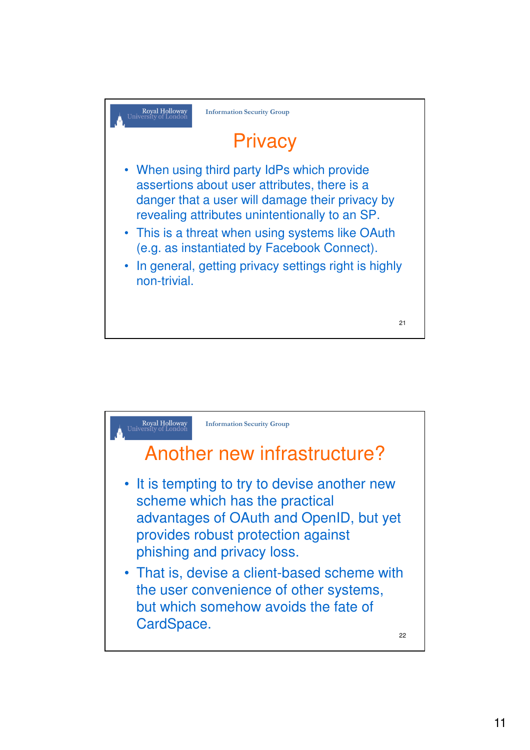## Privacy

- When using third party IdPs which provide assertions about user attributes, there is a danger that a user will damage their privacy by revealing attributes unintentionally to an SP.
- This is a threat when using systems like OAuth (e.g. as instantiated by Facebook Connect).
- In general, getting privacy settings right is highly non-trivial.

## Another new infrastructure?

- It is tempting to try to devise another new scheme which has the practical advantages of OAuth and OpenID, but yet provides robust protection against phishing and privacy loss.
- That is, devise a client-based scheme with the user convenience of other systems, but which somehow avoids the fate of CardSpace.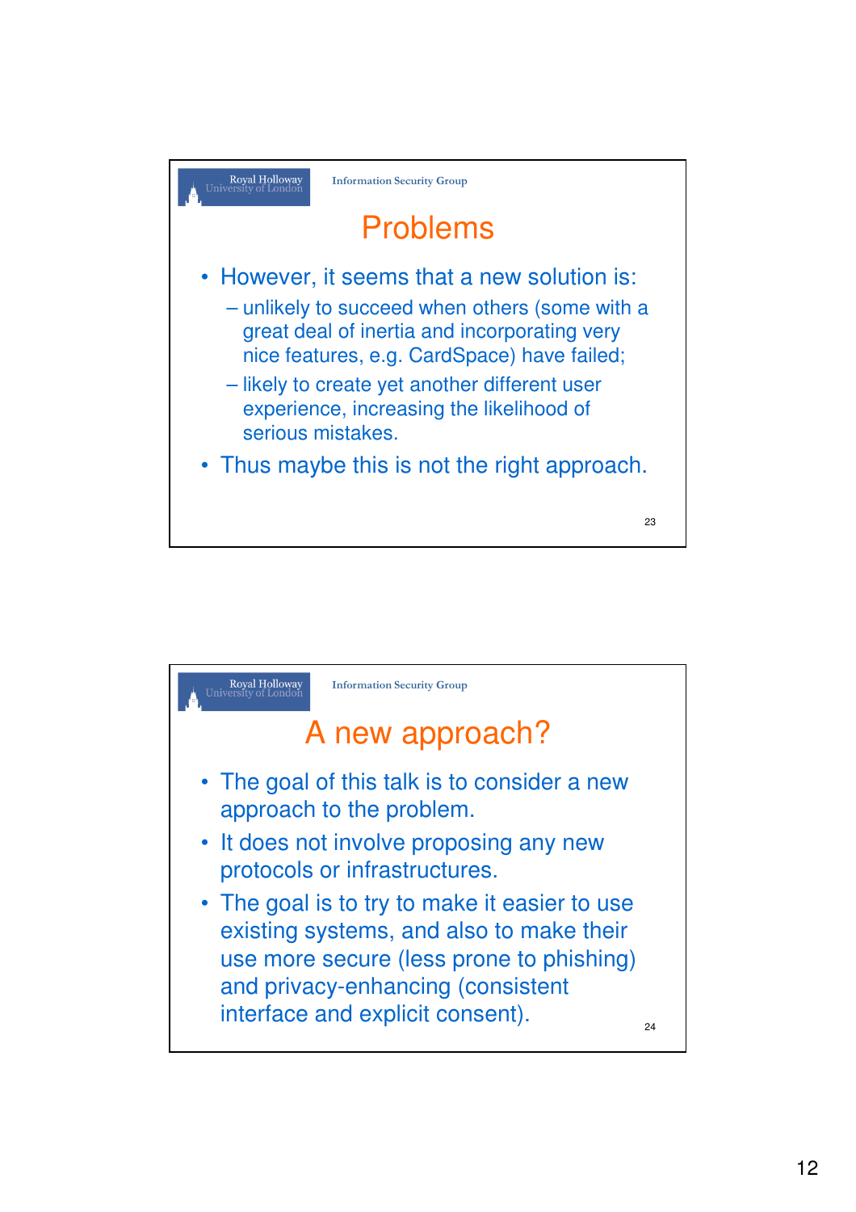## Problems

- However, it seems that a new solution is:
  - unlikely to succeed when others (some with a great deal of inertia and incorporating very nice features, e.g. CardSpace) have failed;
  - likely to create yet another different user experience, increasing the likelihood of serious mistakes.
- Thus maybe this is not the right approach.

## A new approach?

- The goal of this talk is to consider a new approach to the problem.
- It does not involve proposing any new protocols or infrastructures.
- The goal is to try to make it easier to use existing systems, and also to make their use more secure (less prone to phishing) and privacy-enhancing (consistent interface and explicit consent).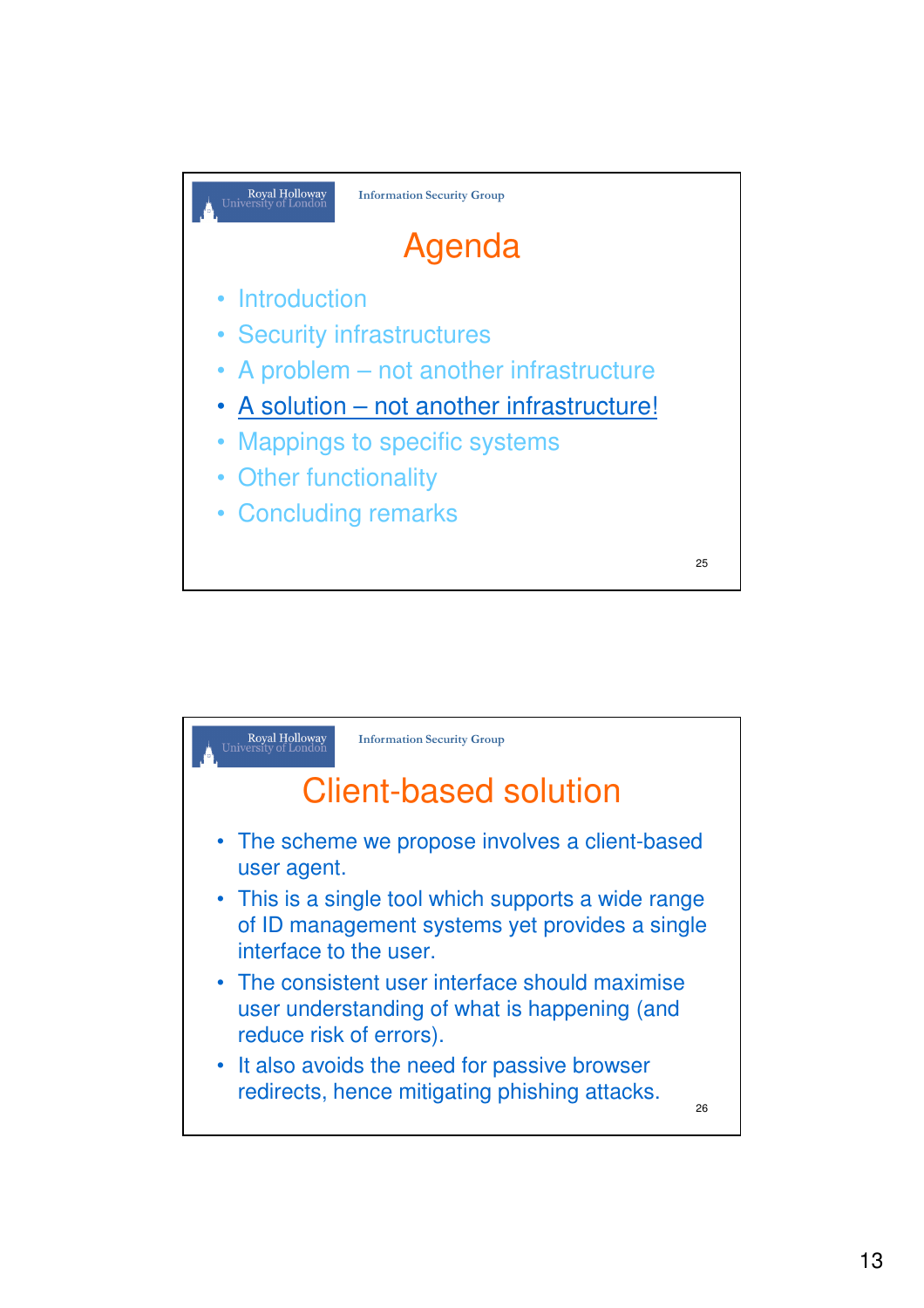## Agenda

- Introduction
- Security infrastructures
- A problem – not another infrastructure
- A solution – not another infrastructure!
- Mappings to specific systems
- Other functionality
- Concluding remarks

## Client-based solution

- The scheme we propose involves a client-based user agent.
- This is a single tool which supports a wide range of ID management systems yet provides a single interface to the user.
- The consistent user interface should maximise user understanding of what is happening (and reduce risk of errors).
- It also avoids the need for passive browser redirects, hence mitigating phishing attacks.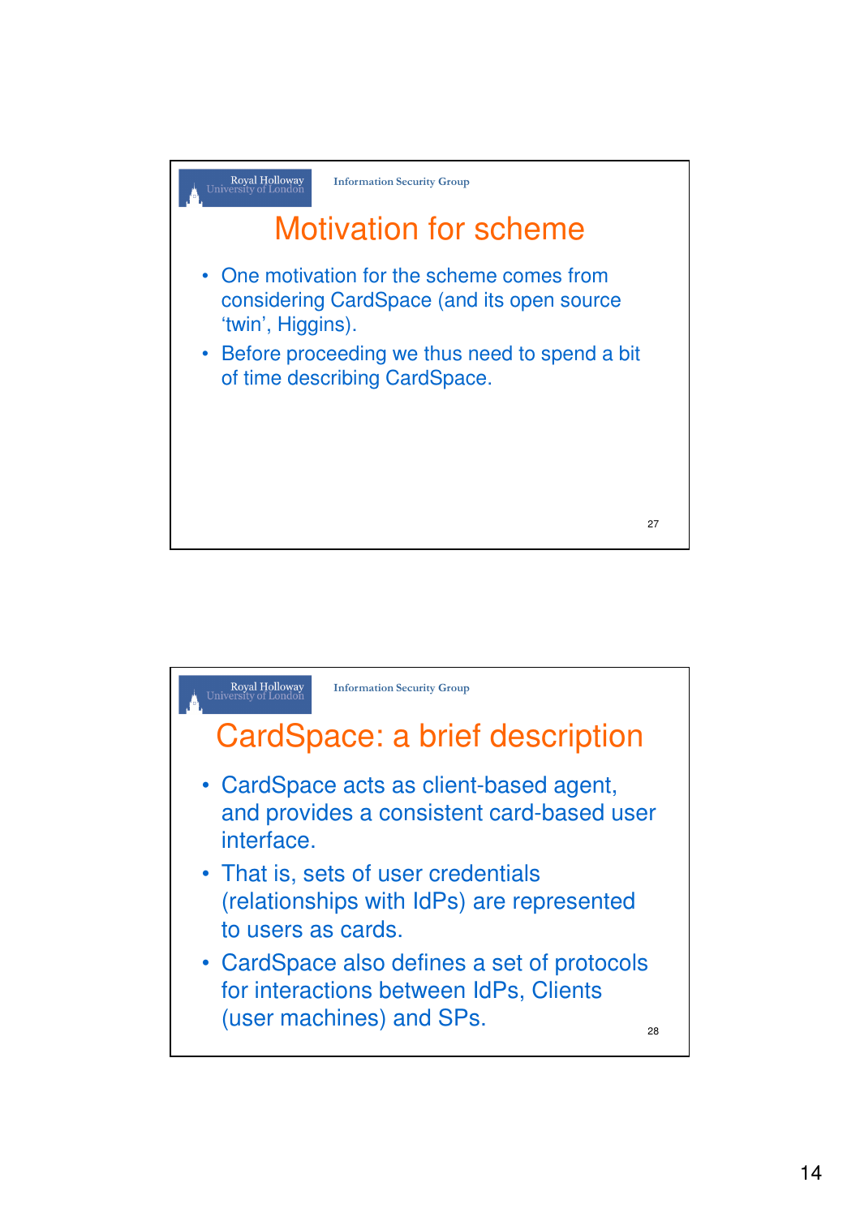## Motivation for scheme

- One motivation for the scheme comes from considering CardSpace (and its open source 'twin', Higgins).
- Before proceeding we thus need to spend a bit of time describing CardSpace.

## CardSpace: a brief description

- CardSpace acts as client-based agent, and provides a consistent card-based user interface.
- That is, sets of user credentials (relationships with IdPs) are represented to users as cards.
- CardSpace also defines a set of protocols for interactions between IdPs, Clients (user machines) and SPs.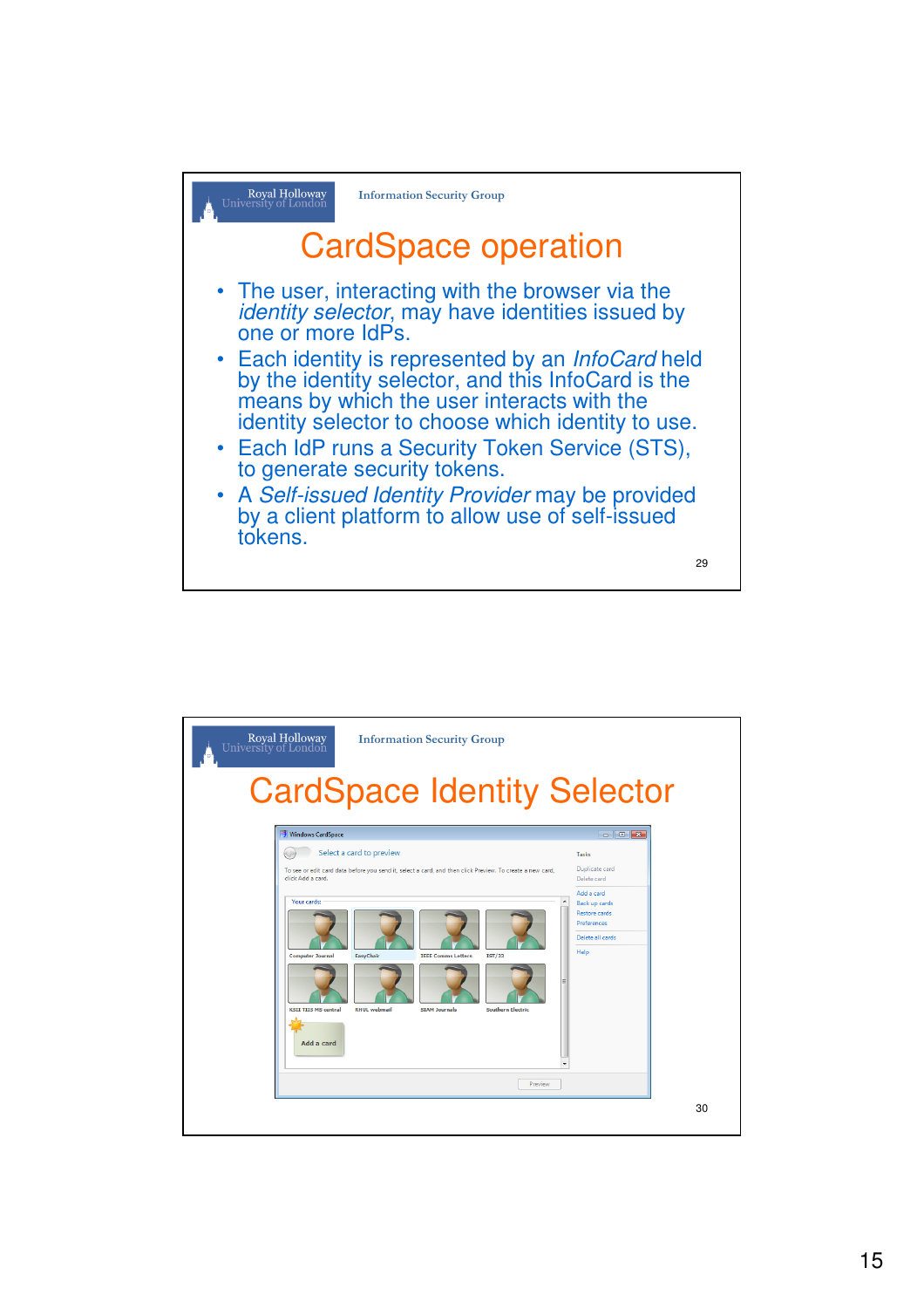# CardSpace operation

- The user, interacting with the browser via the *identity selector*, may have identities issued by one or more IdPs.
- Each identity is represented by an *InfoCard* held by the identity selector, and this InfoCard is the means by which the user interacts with the identity selector to choose which identity to use.
- Each IdP runs a Security Token Service (STS), to generate security tokens.
- A *Self-issued Identity Provider* may be provided by a client platform to allow use of self-issued tokens.

# CardSpace Identity Selector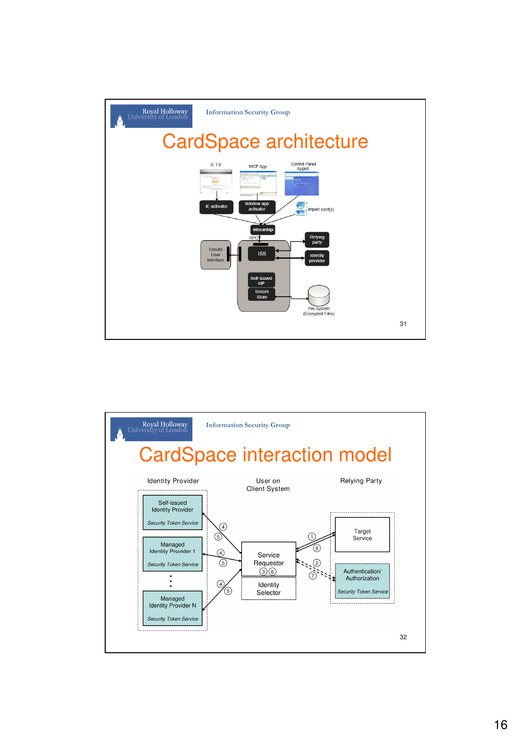# CardSpace architecture

IE 7.0

WCF App

Control Panel Applet

IE activator

Window app activator

Import card(s)

infocardapi

RPC

Secure User Interface

ISS

Relying party

Identity provider

Self-issued IdP

Secure Store

File System (Encrypted Files)

# CardSpace interaction model

Identity Provider

User on Client System

Relying Party

Self-issued Identity Provider

*Security Token Service*

Managed Identity Provider 1

*Security Token Service*

Managed Identity Provider N

*Security Token Service*

Service Requestor

Identity Selector

Target Service

Authentication/ Authorization

*Security Token Service*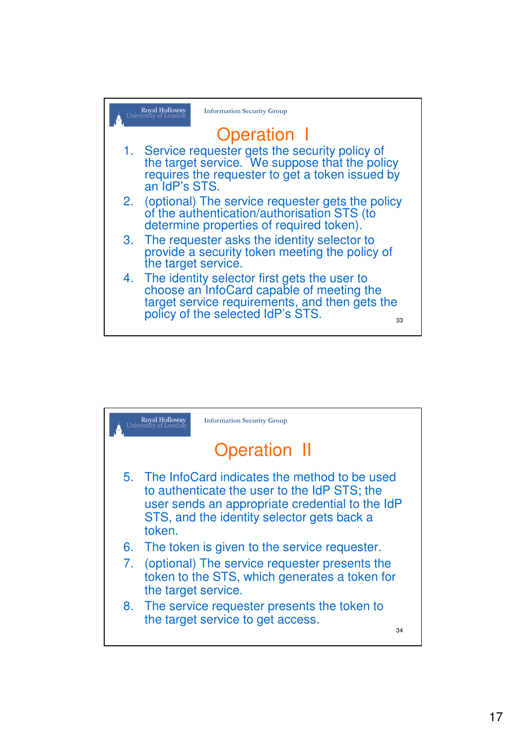## Operation I

1. Service requester gets the security policy of the target service. We suppose that the policy requires the requester to get a token issued by an IdP's STS.
2. (optional) The service requester gets the policy of the authentication/authorisation STS (to determine properties of required token).
3. The requester asks the identity selector to provide a security token meeting the policy of the target service.
4. The identity selector first gets the user to choose an InfoCard capable of meeting the target service requirements, and then gets the policy of the selected IdP's STS.

## Operation II

5. The InfoCard indicates the method to be used to authenticate the user to the IdP STS; the user sends an appropriate credential to the IdP STS, and the identity selector gets back a token.
6. The token is given to the service requester.
7. (optional) The service requester presents the token to the STS, which generates a token for the target service.
8. The service requester presents the token to the target service to get access.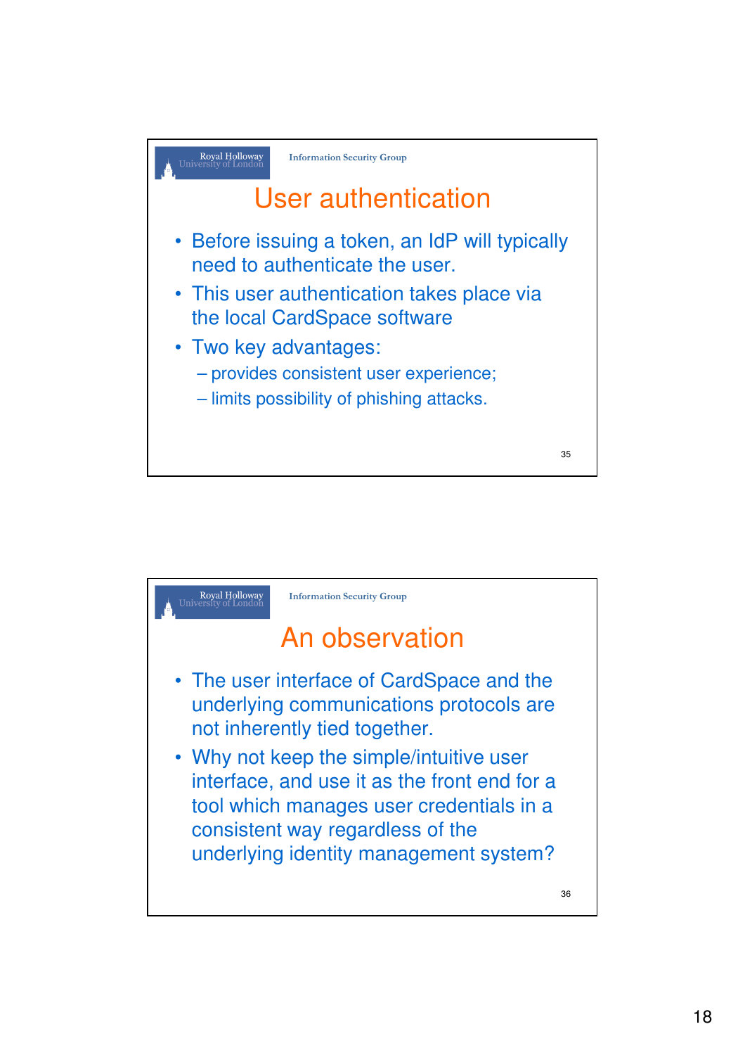## User authentication

- Before issuing a token, an IdP will typically need to authenticate the user.
- This user authentication takes place via the local CardSpace software
- Two key advantages:
  - provides consistent user experience;
  - limits possibility of phishing attacks.

## An observation

- The user interface of CardSpace and the underlying communications protocols are not inherently tied together.
- Why not keep the simple/intuitive user interface, and use it as the front end for a tool which manages user credentials in a consistent way regardless of the underlying identity management system?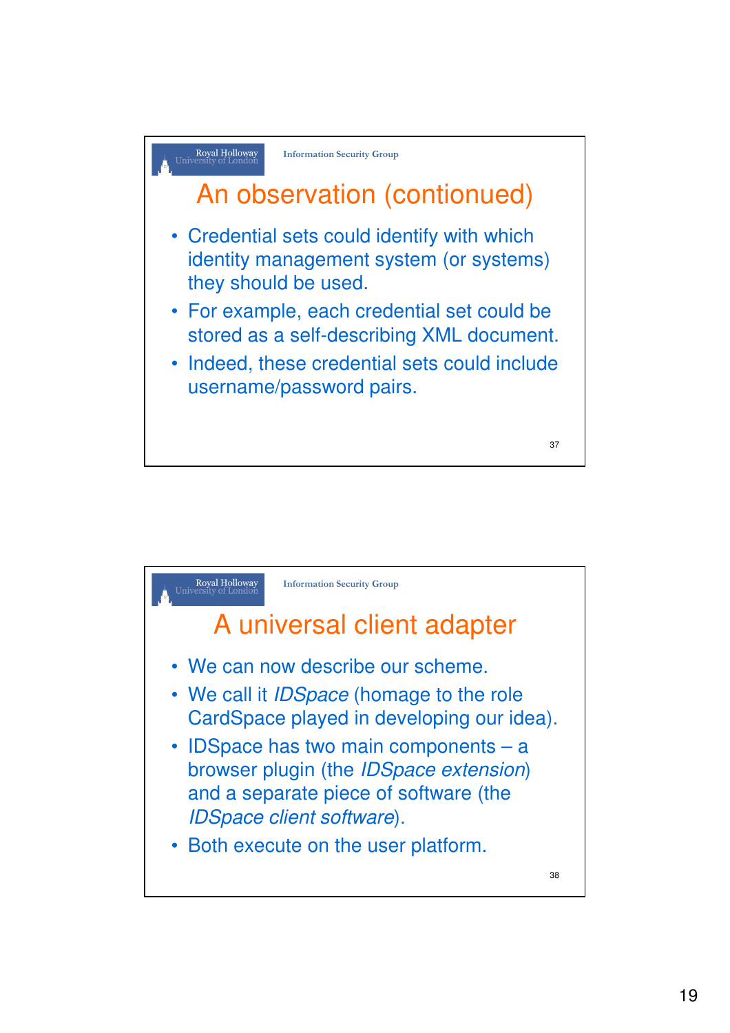## An observation (contionued)

- Credential sets could identify with which identity management system (or systems) they should be used.
- For example, each credential set could be stored as a self-describing XML document.
- Indeed, these credential sets could include username/password pairs.

## A universal client adapter

- We can now describe our scheme.
- We call it *IDSpace* (homage to the role CardSpace played in developing our idea).
- IDSpace has two main components – a browser plugin (the *IDSpace extension*) and a separate piece of software (the *IDSpace client software*).
- Both execute on the user platform.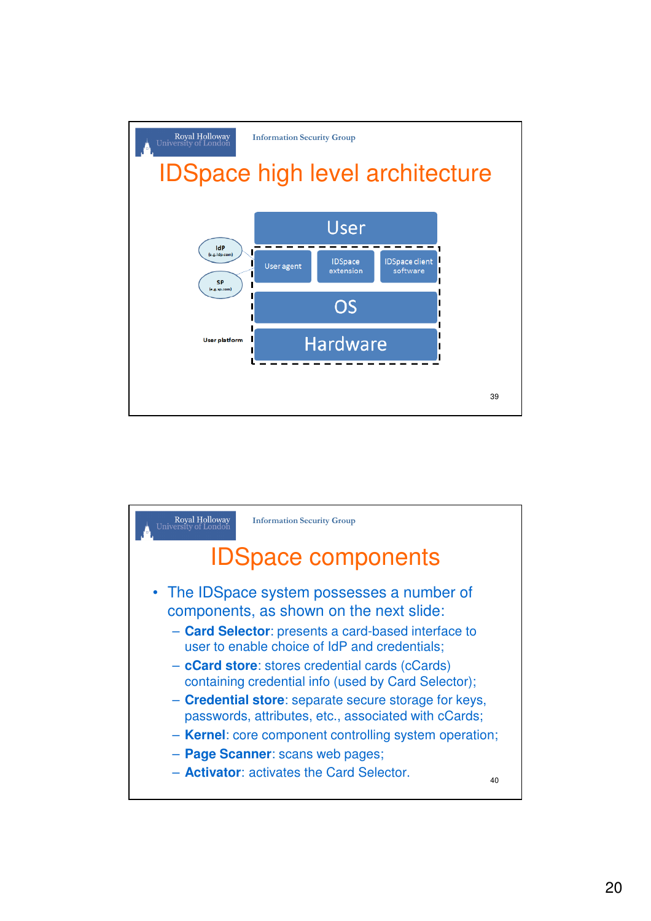## IDSpace high level architecture

User

User agent | IDSpace extension | IDSpace client software

OS

Hardware

IdP (e.g. idp.com)

SP (e.g. sp.com)

User platform

## IDSpace components

- The IDSpace system possesses a number of components, as shown on the next slide:
  - **Card Selector**: presents a card-based interface to user to enable choice of IdP and credentials;
  - **cCard store**: stores credential cards (cCards) containing credential info (used by Card Selector);
  - **Credential store**: separate secure storage for keys, passwords, attributes, etc., associated with cCards;
  - **Kernel**: core component controlling system operation;
  - **Page Scanner**: scans web pages;
  - **Activator**: activates the Card Selector.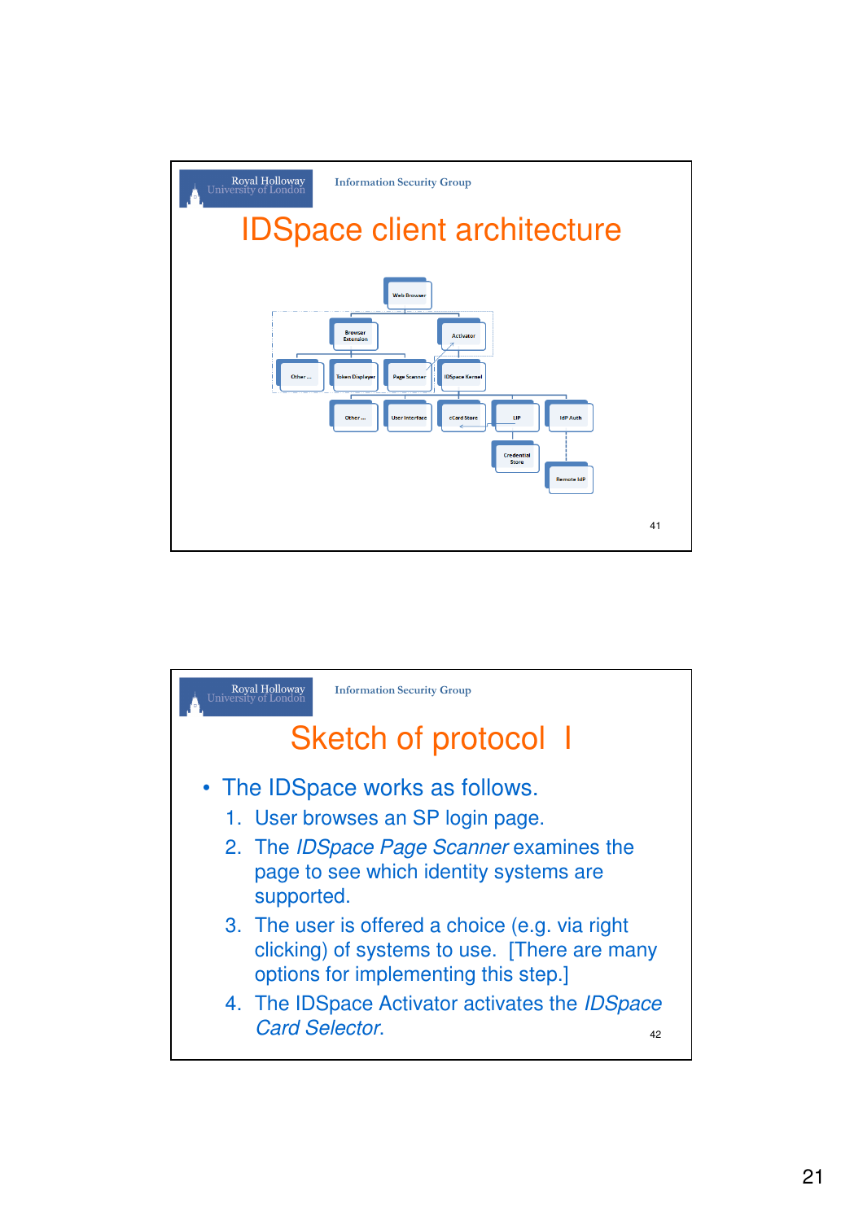# IDSpace client architecture

Web Browser

Browser Extension | Activator

Other ... | Token Displayer | Page Scanner | IDSpace Kernel

Other ... | User Interface | cCard Store | UP | IdP Auth

Credential Store | Remote IdP

# Sketch of protocol I

- The IDSpace works as follows.
  1. User browses an SP login page.
  2. The *IDSpace Page Scanner* examines the page to see which identity systems are supported.
  3. The user is offered a choice (e.g. via right clicking) of systems to use. [There are many options for implementing this step.]
  4. The IDSpace Activator activates the *IDSpace Card Selector*.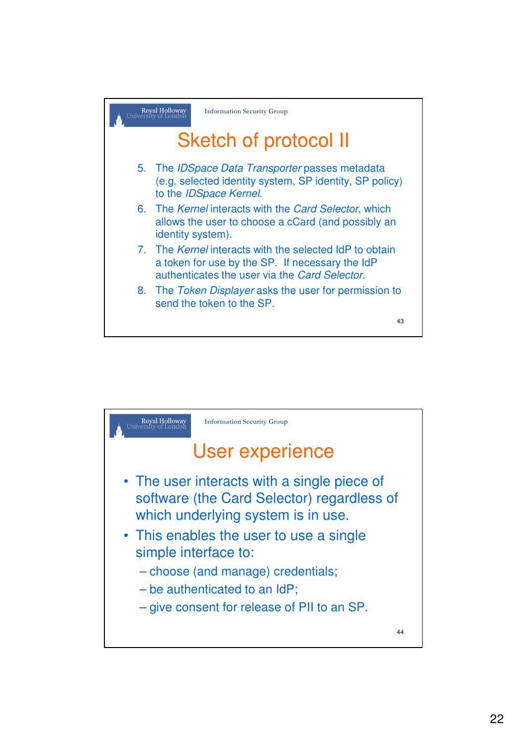## Sketch of protocol II

5. The *IDSpace Data Transporter* passes metadata (e.g. selected identity system, SP identity, SP policy) to the *IDSpace Kernel*.
6. The *Kernel* interacts with the *Card Selector*, which allows the user to choose a cCard (and possibly an identity system).
7. The *Kernel* interacts with the selected IdP to obtain a token for use by the SP. If necessary the IdP authenticates the user via the *Card Selector*.
8. The *Token Displayer* asks the user for permission to send the token to the SP.

## User experience

- The user interacts with a single piece of software (the Card Selector) regardless of which underlying system is in use.
- This enables the user to use a single simple interface to:
  - choose (and manage) credentials;
  - be authenticated to an IdP;
  - give consent for release of PII to an SP.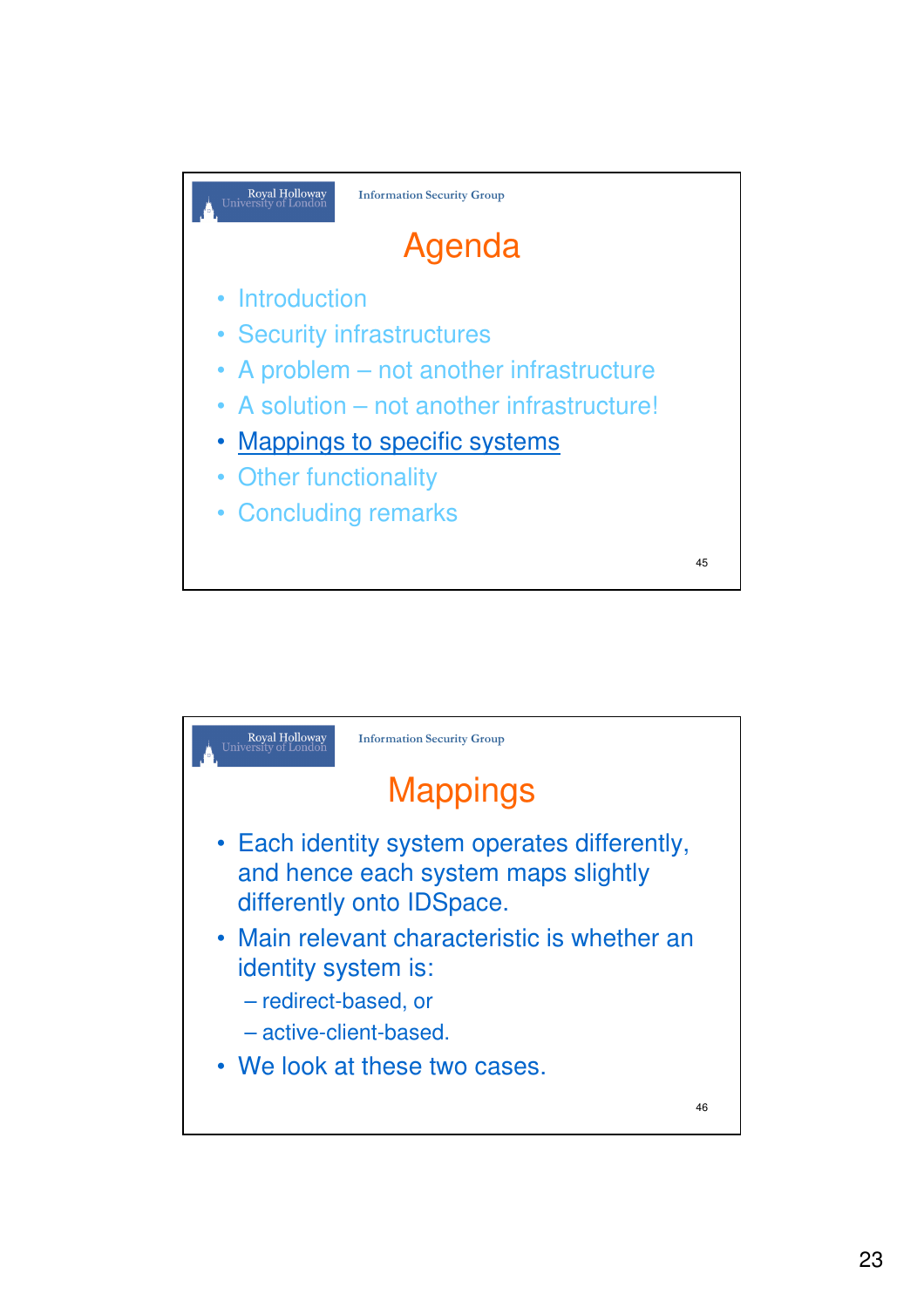## Agenda

- Introduction
- Security infrastructures
- A problem – not another infrastructure
- A solution – not another infrastructure!
- Mappings to specific systems
- Other functionality
- Concluding remarks

## Mappings

- Each identity system operates differently, and hence each system maps slightly differently onto IDSpace.
- Main relevant characteristic is whether an identity system is:
  - redirect-based, or
  - active-client-based.
- We look at these two cases.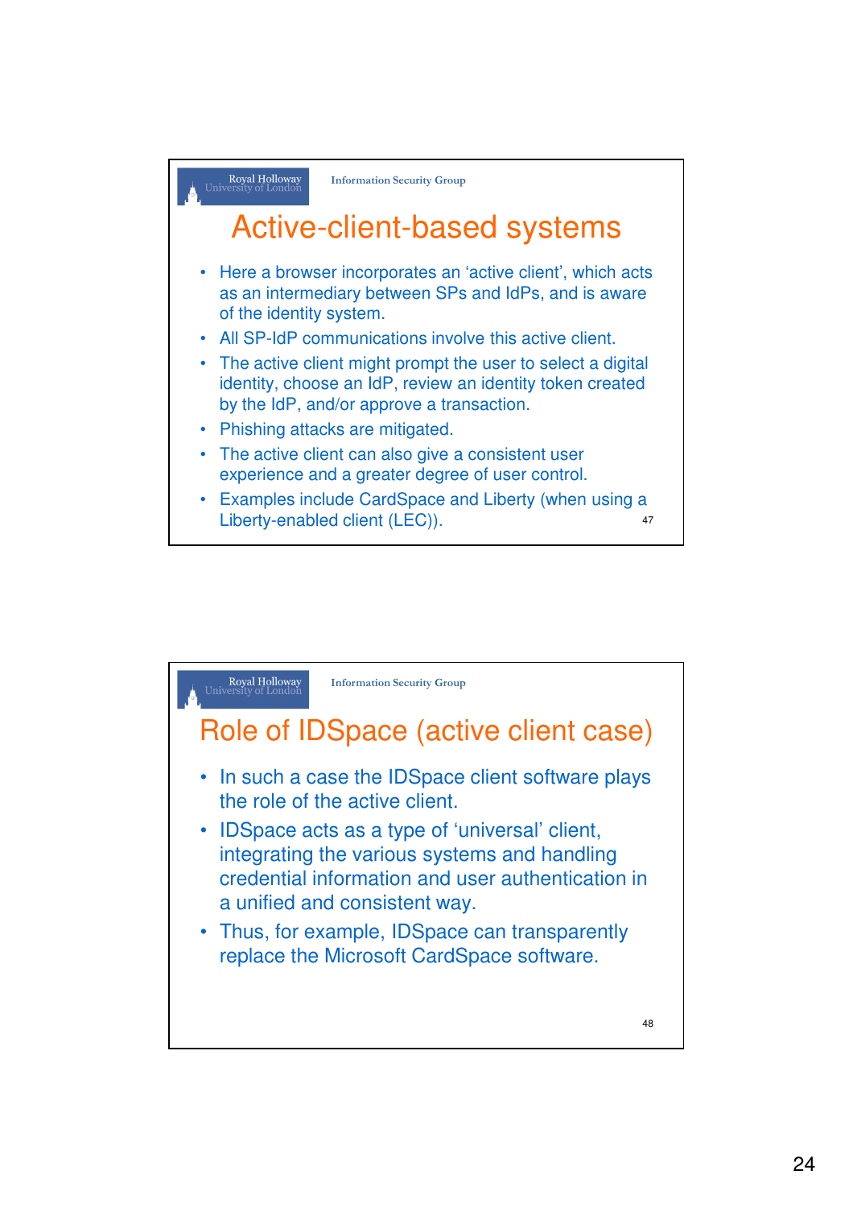## Active-client-based systems

- Here a browser incorporates an 'active client', which acts as an intermediary between SPs and IdPs, and is aware of the identity system.
- All SP-IdP communications involve this active client.
- The active client might prompt the user to select a digital identity, choose an IdP, review an identity token created by the IdP, and/or approve a transaction.
- Phishing attacks are mitigated.
- The active client can also give a consistent user experience and a greater degree of user control.
- Examples include CardSpace and Liberty (when using a Liberty-enabled client (LEC)).

## Role of IDSpace (active client case)

- In such a case the IDSpace client software plays the role of the active client.
- IDSpace acts as a type of 'universal' client, integrating the various systems and handling credential information and user authentication in a unified and consistent way.
- Thus, for example, IDSpace can transparently replace the Microsoft CardSpace software.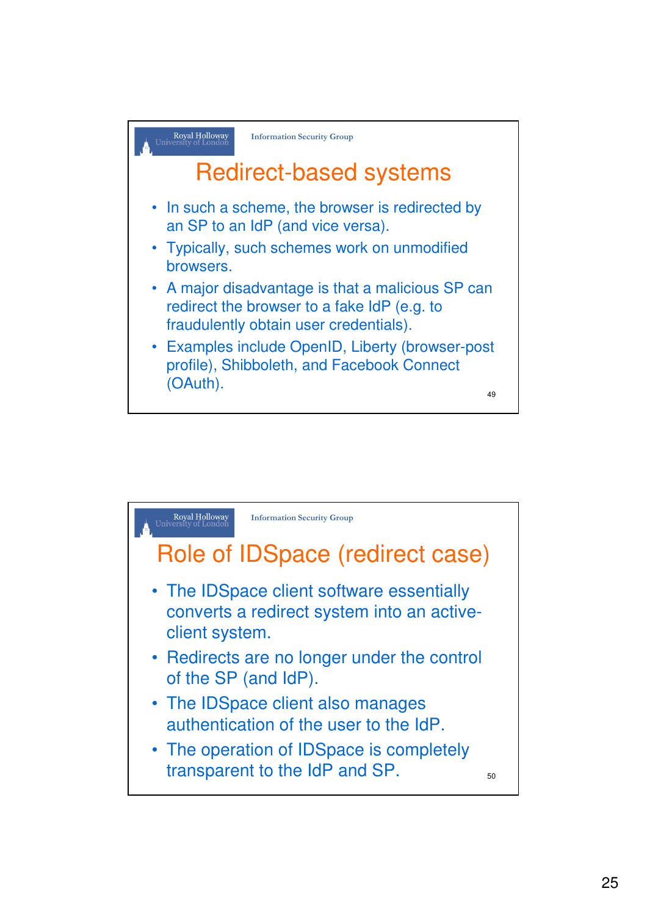## Redirect-based systems

- In such a scheme, the browser is redirected by an SP to an IdP (and vice versa).
- Typically, such schemes work on unmodified browsers.
- A major disadvantage is that a malicious SP can redirect the browser to a fake IdP (e.g. to fraudulently obtain user credentials).
- Examples include OpenID, Liberty (browser-post profile), Shibboleth, and Facebook Connect (OAuth).

## Role of IDSpace (redirect case)

- The IDSpace client software essentially converts a redirect system into an active-client system.
- Redirects are no longer under the control of the SP (and IdP).
- The IDSpace client also manages authentication of the user to the IdP.
- The operation of IDSpace is completely transparent to the IdP and SP.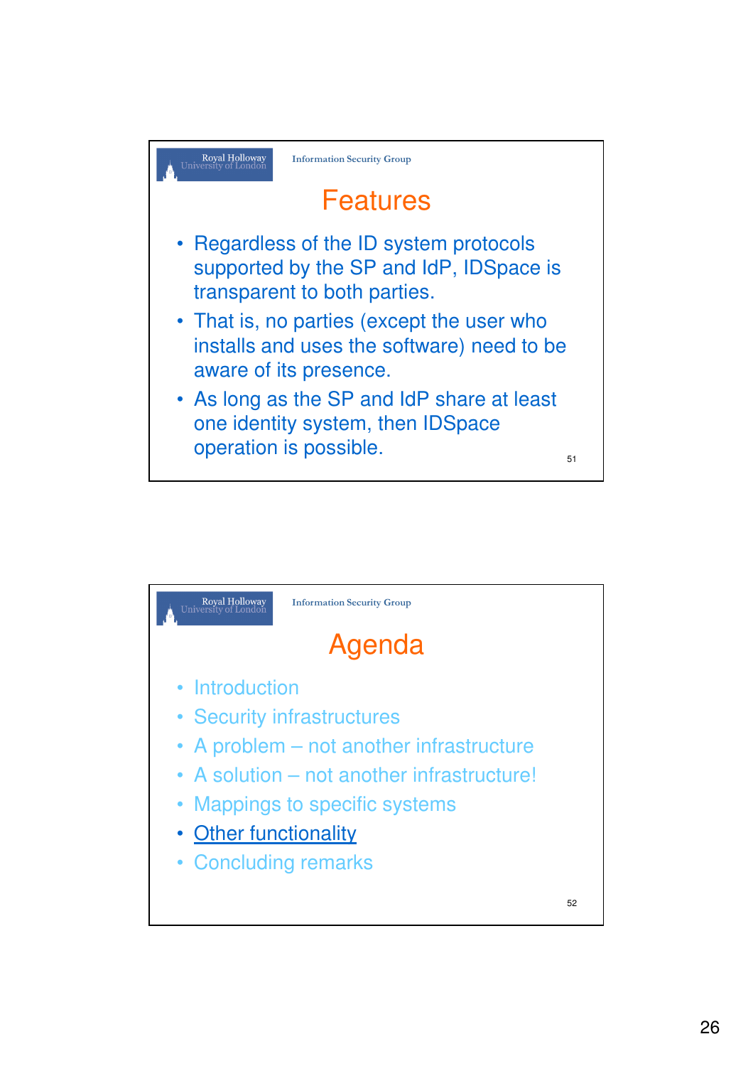## Features

- Regardless of the ID system protocols supported by the SP and IdP, IDSpace is transparent to both parties.
- That is, no parties (except the user who installs and uses the software) need to be aware of its presence.
- As long as the SP and IdP share at least one identity system, then IDSpace operation is possible.

## Agenda

- Introduction
- Security infrastructures
- A problem – not another infrastructure
- A solution – not another infrastructure!
- Mappings to specific systems
- Other functionality
- Concluding remarks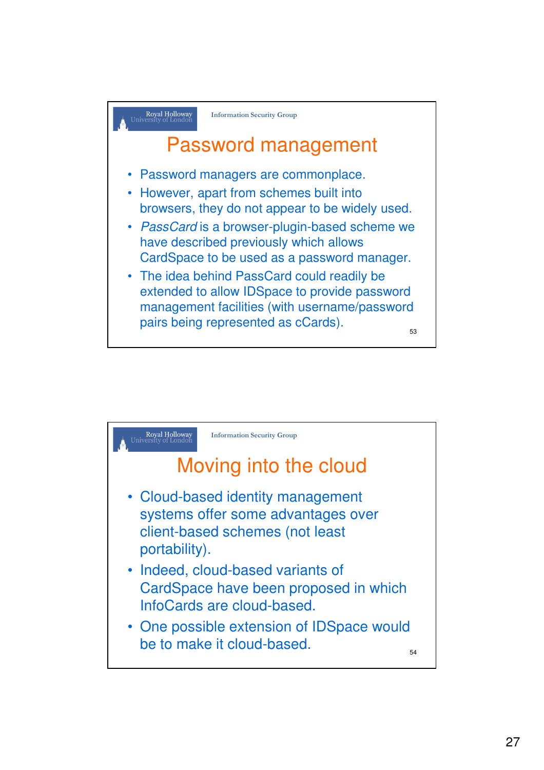## Password management

- Password managers are commonplace.
- However, apart from schemes built into browsers, they do not appear to be widely used.
- *PassCard* is a browser-plugin-based scheme we have described previously which allows CardSpace to be used as a password manager.
- The idea behind PassCard could readily be extended to allow IDSpace to provide password management facilities (with username/password pairs being represented as cCards).

## Moving into the cloud

- Cloud-based identity management systems offer some advantages over client-based schemes (not least portability).
- Indeed, cloud-based variants of CardSpace have been proposed in which InfoCards are cloud-based.
- One possible extension of IDSpace would be to make it cloud-based.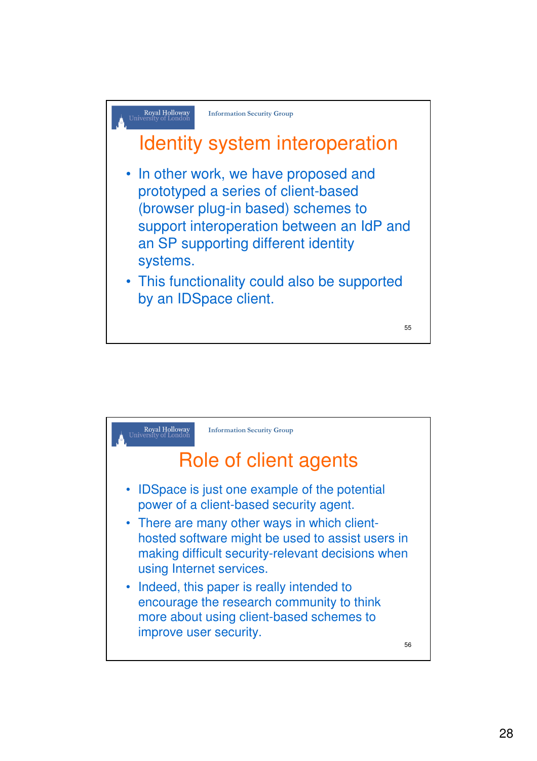## Identity system interoperation

- In other work, we have proposed and prototyped a series of client-based (browser plug-in based) schemes to support interoperation between an IdP and an SP supporting different identity systems.
- This functionality could also be supported by an IDSpace client.

## Role of client agents

- IDSpace is just one example of the potential power of a client-based security agent.
- There are many other ways in which client-hosted software might be used to assist users in making difficult security-relevant decisions when using Internet services.
- Indeed, this paper is really intended to encourage the research community to think more about using client-based schemes to improve user security.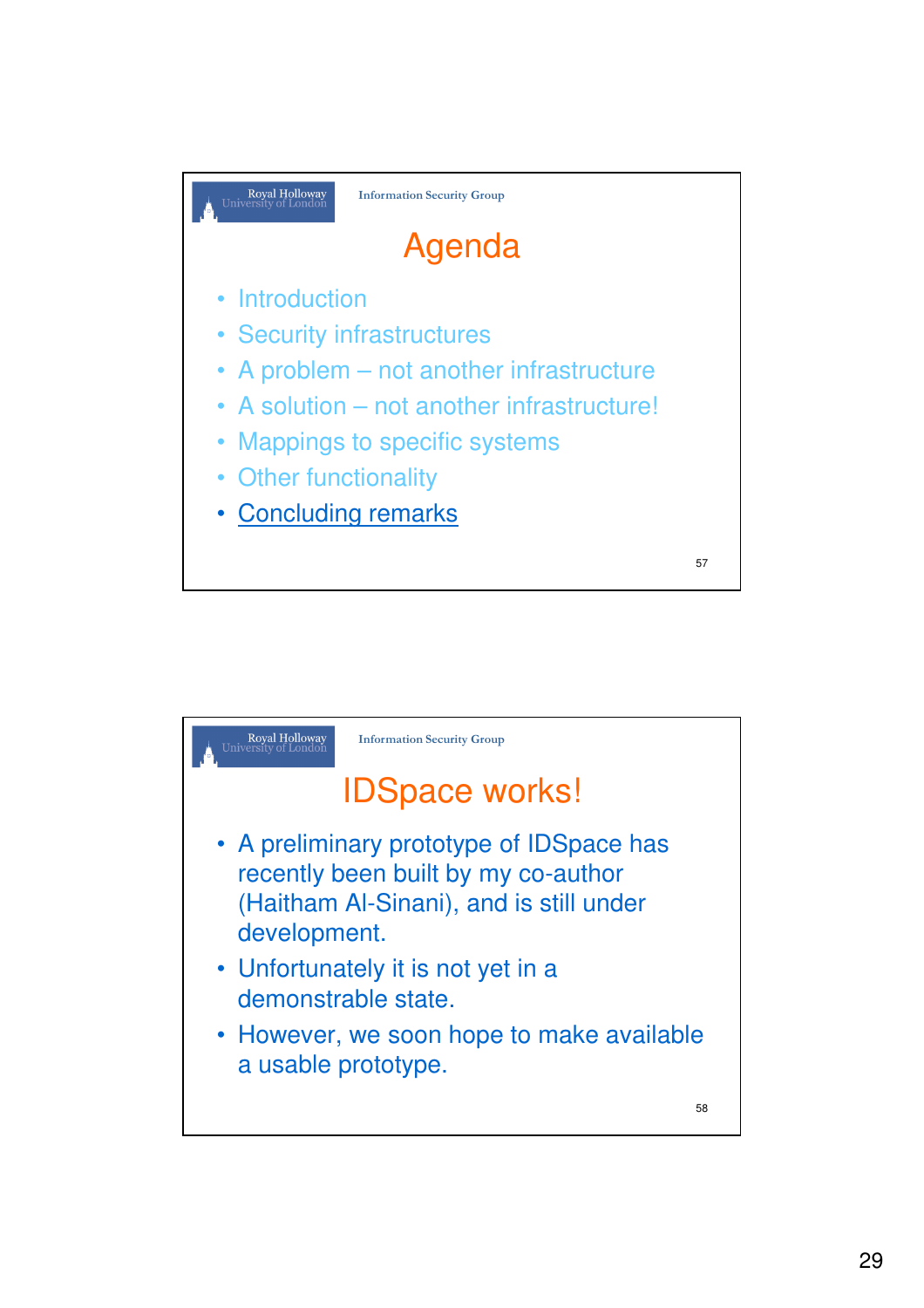## Agenda

- Introduction
- Security infrastructures
- A problem – not another infrastructure
- A solution – not another infrastructure!
- Mappings to specific systems
- Other functionality
- Concluding remarks

## IDSpace works!

- A preliminary prototype of IDSpace has recently been built by my co-author (Haitham Al-Sinani), and is still under development.
- Unfortunately it is not yet in a demonstrable state.
- However, we soon hope to make available a usable prototype.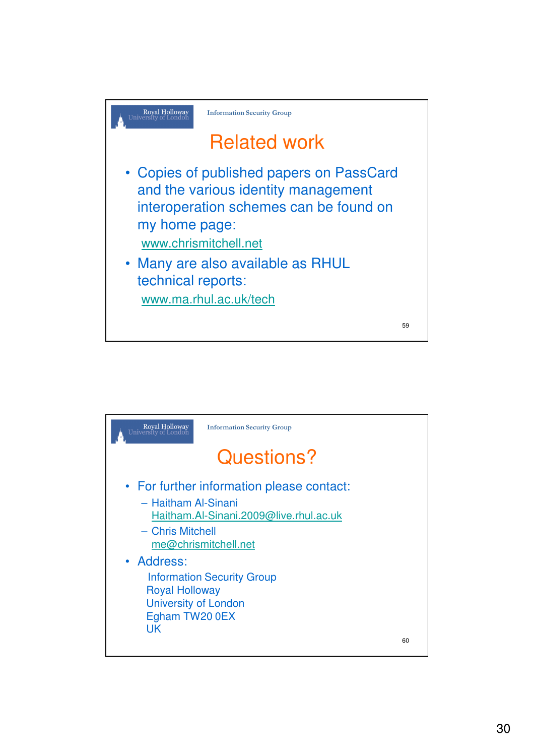Royal Holloway University of London — Information Security Group

## Related work

- Copies of published papers on PassCard and the various identity management interoperation schemes can be found on my home page:
  www.chrismitchell.net
- Many are also available as RHUL technical reports:
  www.ma.rhul.ac.uk/tech

Royal Holloway University of London — Information Security Group

## Questions?

- For further information please contact:
  - Haitham Al-Sinani
    Haitham.Al-Sinani.2009@live.rhul.ac.uk
  - Chris Mitchell
    me@chrismitchell.net
- Address:
  Information Security Group
  Royal Holloway
  University of London
  Egham TW20 0EX
  UK